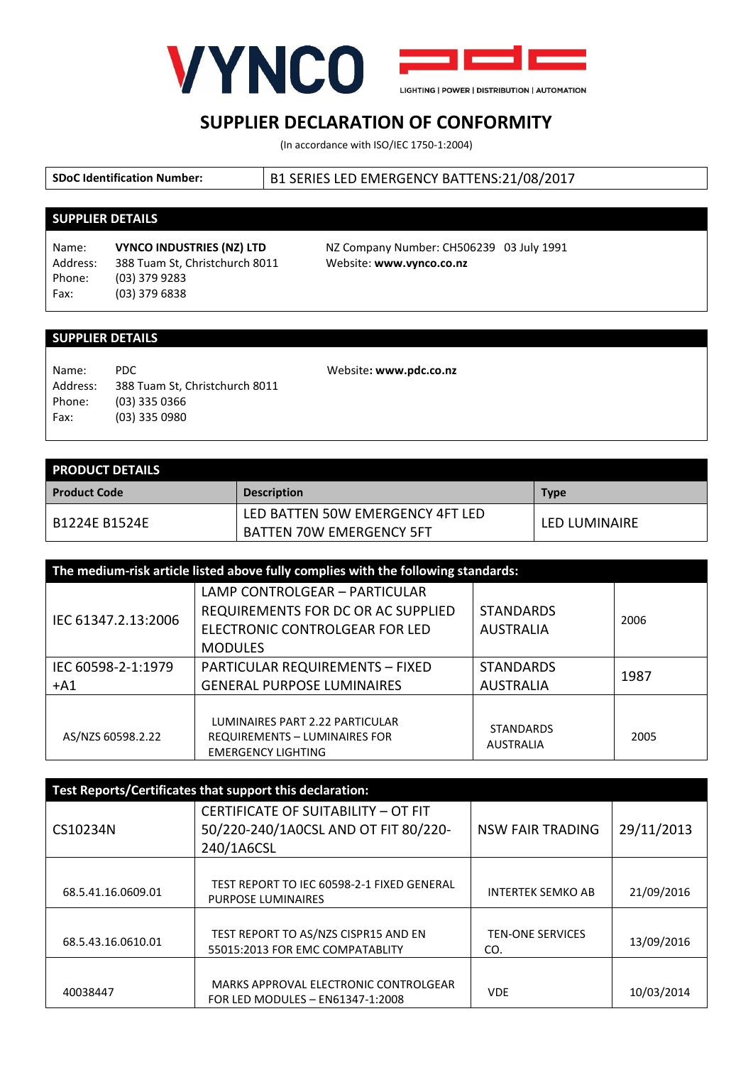VYNCO

LIGHTING | POWER | DISTRIBUTION | AUTOMATION

# SUPPLIER DECLARATION OF CONFORMITY

(In accordance with ISO/IEC 1750-1:2004)

| **SDoC Identification Number:** | B1 SERIES LED EMERGENCY BATTENS:21/08/2017 |
|---|---|

## SUPPLIER DETAILS

Name: **VYNCO INDUSTRIES (NZ) LTD**
Address: 388 Tuam St, Christchurch 8011
Phone: (03) 379 9283
Fax: (03) 379 6838

NZ Company Number: CH506239 03 July 1991
Website: **www.vynco.co.nz**

## SUPPLIER DETAILS

Name: PDC
Address: 388 Tuam St, Christchurch 8011
Phone: (03) 335 0366
Fax: (03) 335 0980

Website**: www.pdc.co.nz**

## PRODUCT DETAILS

| Product Code | Description | Type |
|---|---|---|
| B1224E B1524E | LED BATTEN 50W EMERGENCY 4FT LED BATTEN 70W EMERGENCY 5FT | LED LUMINAIRE |

**The medium-risk article listed above fully complies with the following standards:**

| | | | |
|---|---|---|---|
| IEC 61347.2.13:2006 | LAMP CONTROLGEAR – PARTICULAR REQUIREMENTS FOR DC OR AC SUPPLIED ELECTRONIC CONTROLGEAR FOR LED MODULES | STANDARDS AUSTRALIA | 2006 |
| IEC 60598-2-1:1979 +A1 | PARTICULAR REQUIREMENTS – FIXED GENERAL PURPOSE LUMINAIRES | STANDARDS AUSTRALIA | 1987 |
| AS/NZS 60598.2.22 | LUMINAIRES PART 2.22 PARTICULAR REQUIREMENTS – LUMINAIRES FOR EMERGENCY LIGHTING | STANDARDS AUSTRALIA | 2005 |

**Test Reports/Certificates that support this declaration:**

| | | | |
|---|---|---|---|
| CS10234N | CERTIFICATE OF SUITABILITY – OT FIT 50/220-240/1A0CSL AND OT FIT 80/220-240/1A6CSL | NSW FAIR TRADING | 29/11/2013 |
| 68.5.41.16.0609.01 | TEST REPORT TO IEC 60598-2-1 FIXED GENERAL PURPOSE LUMINAIRES | INTERTEK SEMKO AB | 21/09/2016 |
| 68.5.43.16.0610.01 | TEST REPORT TO AS/NZS CISPR15 AND EN 55015:2013 FOR EMC COMPATABLITY | TEN-ONE SERVICES CO. | 13/09/2016 |
| 40038447 | MARKS APPROVAL ELECTRONIC CONTROLGEAR FOR LED MODULES – EN61347-1:2008 | VDE | 10/03/2014 |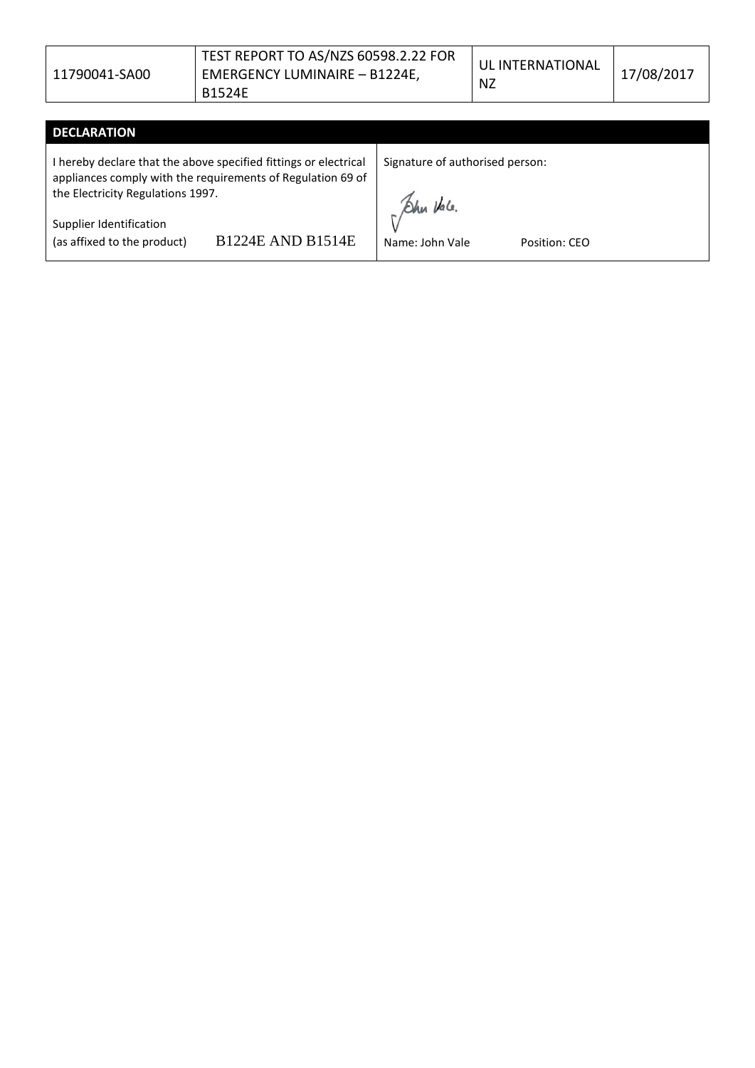| | | | |
|---|---|---|---|
| 11790041-SA00 | TEST REPORT TO AS/NZS 60598.2.22 FOR EMERGENCY LUMINAIRE – B1224E, B1524E | UL INTERNATIONAL NZ | 17/08/2017 |

## DECLARATION

| | |
|---|---|
| I hereby declare that the above specified fittings or electrical appliances comply with the requirements of Regulation 69 of the Electricity Regulations 1997.<br><br>Supplier Identification<br>(as affixed to the product) B1224E AND B1514E | Signature of authorised person:<br><br>John Vale.<br><br>Name: John Vale Position: CEO |